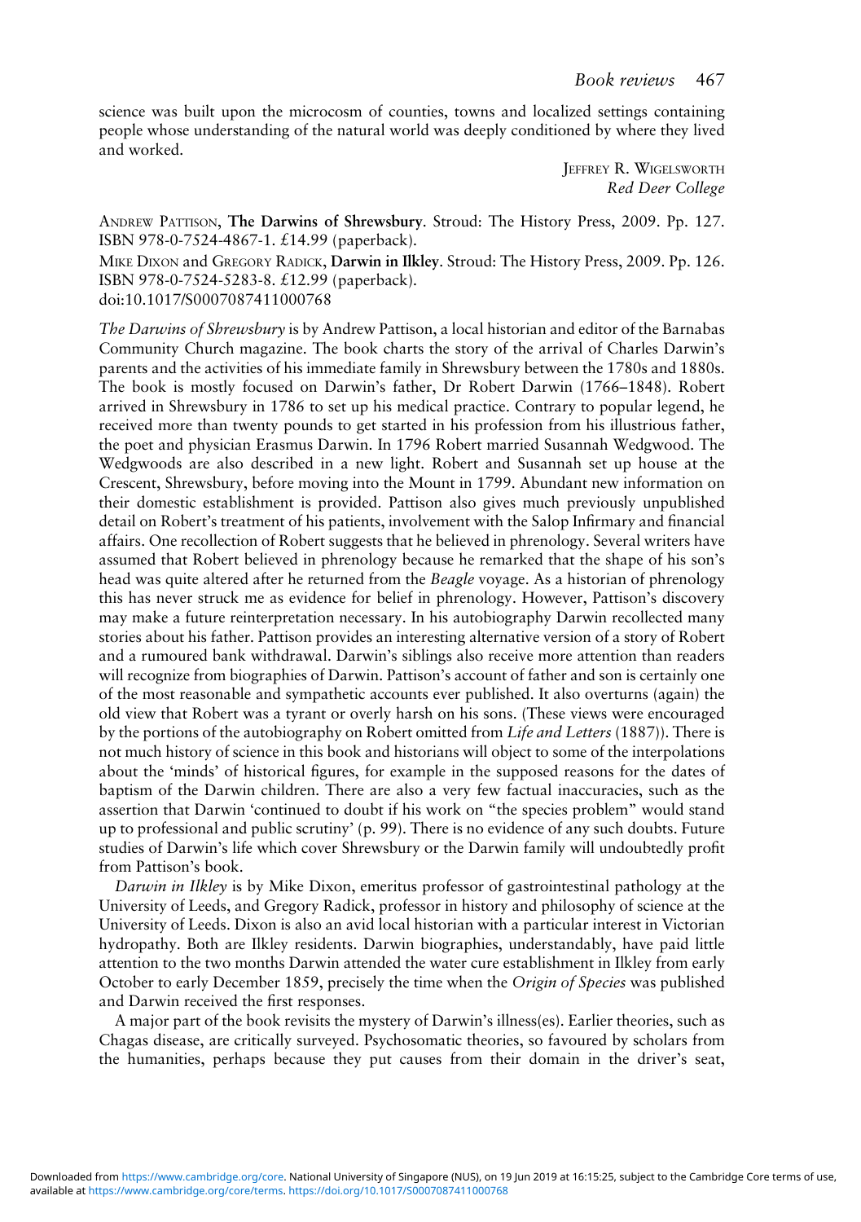science was built upon the microcosm of counties, towns and localized settings containing people whose understanding of the natural world was deeply conditioned by where they lived and worked.

JEFFREY R. WIGELSWORTH
*Red Deer College*

ANDREW PATTISON, **The Darwins of Shrewsbury**. Stroud: The History Press, 2009. Pp. 127. ISBN 978-0-7524-4867-1. £14.99 (paperback).

MIKE DIXON and GREGORY RADICK, **Darwin in Ilkley**. Stroud: The History Press, 2009. Pp. 126. ISBN 978-0-7524-5283-8. £12.99 (paperback).

doi:10.1017/S0007087411000768

*The Darwins of Shrewsbury* is by Andrew Pattison, a local historian and editor of the Barnabas Community Church magazine. The book charts the story of the arrival of Charles Darwin's parents and the activities of his immediate family in Shrewsbury between the 1780s and 1880s. The book is mostly focused on Darwin's father, Dr Robert Darwin (1766–1848). Robert arrived in Shrewsbury in 1786 to set up his medical practice. Contrary to popular legend, he received more than twenty pounds to get started in his profession from his illustrious father, the poet and physician Erasmus Darwin. In 1796 Robert married Susannah Wedgwood. The Wedgwoods are also described in a new light. Robert and Susannah set up house at the Crescent, Shrewsbury, before moving into the Mount in 1799. Abundant new information on their domestic establishment is provided. Pattison also gives much previously unpublished detail on Robert's treatment of his patients, involvement with the Salop Infirmary and financial affairs. One recollection of Robert suggests that he believed in phrenology. Several writers have assumed that Robert believed in phrenology because he remarked that the shape of his son's head was quite altered after he returned from the *Beagle* voyage. As a historian of phrenology this has never struck me as evidence for belief in phrenology. However, Pattison's discovery may make a future reinterpretation necessary. In his autobiography Darwin recollected many stories about his father. Pattison provides an interesting alternative version of a story of Robert and a rumoured bank withdrawal. Darwin's siblings also receive more attention than readers will recognize from biographies of Darwin. Pattison's account of father and son is certainly one of the most reasonable and sympathetic accounts ever published. It also overturns (again) the old view that Robert was a tyrant or overly harsh on his sons. (These views were encouraged by the portions of the autobiography on Robert omitted from *Life and Letters* (1887)). There is not much history of science in this book and historians will object to some of the interpolations about the 'minds' of historical figures, for example in the supposed reasons for the dates of baptism of the Darwin children. There are also a very few factual inaccuracies, such as the assertion that Darwin 'continued to doubt if his work on "the species problem" would stand up to professional and public scrutiny' (p. 99). There is no evidence of any such doubts. Future studies of Darwin's life which cover Shrewsbury or the Darwin family will undoubtedly profit from Pattison's book.

*Darwin in Ilkley* is by Mike Dixon, emeritus professor of gastrointestinal pathology at the University of Leeds, and Gregory Radick, professor in history and philosophy of science at the University of Leeds. Dixon is also an avid local historian with a particular interest in Victorian hydropathy. Both are Ilkley residents. Darwin biographies, understandably, have paid little attention to the two months Darwin attended the water cure establishment in Ilkley from early October to early December 1859, precisely the time when the *Origin of Species* was published and Darwin received the first responses.

A major part of the book revisits the mystery of Darwin's illness(es). Earlier theories, such as Chagas disease, are critically surveyed. Psychosomatic theories, so favoured by scholars from the humanities, perhaps because they put causes from their domain in the driver's seat,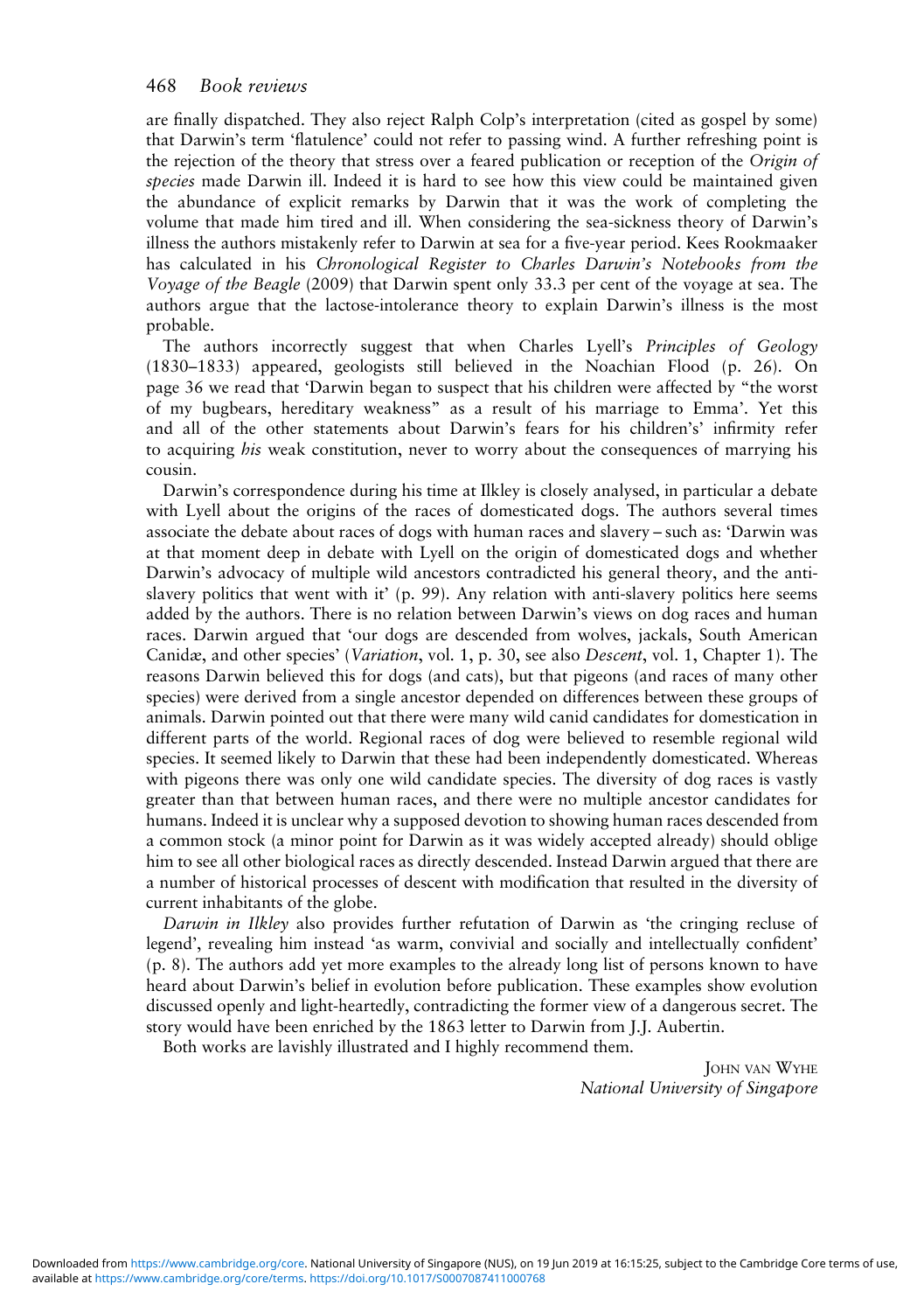are finally dispatched. They also reject Ralph Colp's interpretation (cited as gospel by some) that Darwin's term 'flatulence' could not refer to passing wind. A further refreshing point is the rejection of the theory that stress over a feared publication or reception of the *Origin of species* made Darwin ill. Indeed it is hard to see how this view could be maintained given the abundance of explicit remarks by Darwin that it was the work of completing the volume that made him tired and ill. When considering the sea-sickness theory of Darwin's illness the authors mistakenly refer to Darwin at sea for a five-year period. Kees Rookmaaker has calculated in his *Chronological Register to Charles Darwin's Notebooks from the Voyage of the Beagle* (2009) that Darwin spent only 33.3 per cent of the voyage at sea. The authors argue that the lactose-intolerance theory to explain Darwin's illness is the most probable.

The authors incorrectly suggest that when Charles Lyell's *Principles of Geology* (1830–1833) appeared, geologists still believed in the Noachian Flood (p. 26). On page 36 we read that 'Darwin began to suspect that his children were affected by "the worst of my bugbears, hereditary weakness" as a result of his marriage to Emma'. Yet this and all of the other statements about Darwin's fears for his children's' infirmity refer to acquiring *his* weak constitution, never to worry about the consequences of marrying his cousin.

Darwin's correspondence during his time at Ilkley is closely analysed, in particular a debate with Lyell about the origins of the races of domesticated dogs. The authors several times associate the debate about races of dogs with human races and slavery – such as: 'Darwin was at that moment deep in debate with Lyell on the origin of domesticated dogs and whether Darwin's advocacy of multiple wild ancestors contradicted his general theory, and the anti-slavery politics that went with it' (p. 99). Any relation with anti-slavery politics here seems added by the authors. There is no relation between Darwin's views on dog races and human races. Darwin argued that 'our dogs are descended from wolves, jackals, South American Canidæ, and other species' (*Variation*, vol. 1, p. 30, see also *Descent*, vol. 1, Chapter 1). The reasons Darwin believed this for dogs (and cats), but that pigeons (and races of many other species) were derived from a single ancestor depended on differences between these groups of animals. Darwin pointed out that there were many wild canid candidates for domestication in different parts of the world. Regional races of dog were believed to resemble regional wild species. It seemed likely to Darwin that these had been independently domesticated. Whereas with pigeons there was only one wild candidate species. The diversity of dog races is vastly greater than that between human races, and there were no multiple ancestor candidates for humans. Indeed it is unclear why a supposed devotion to showing human races descended from a common stock (a minor point for Darwin as it was widely accepted already) should oblige him to see all other biological races as directly descended. Instead Darwin argued that there are a number of historical processes of descent with modification that resulted in the diversity of current inhabitants of the globe.

*Darwin in Ilkley* also provides further refutation of Darwin as 'the cringing recluse of legend', revealing him instead 'as warm, convivial and socially and intellectually confident' (p. 8). The authors add yet more examples to the already long list of persons known to have heard about Darwin's belief in evolution before publication. These examples show evolution discussed openly and light-heartedly, contradicting the former view of a dangerous secret. The story would have been enriched by the 1863 letter to Darwin from J.J. Aubertin.

Both works are lavishly illustrated and I highly recommend them.

JOHN VAN WYHE
*National University of Singapore*